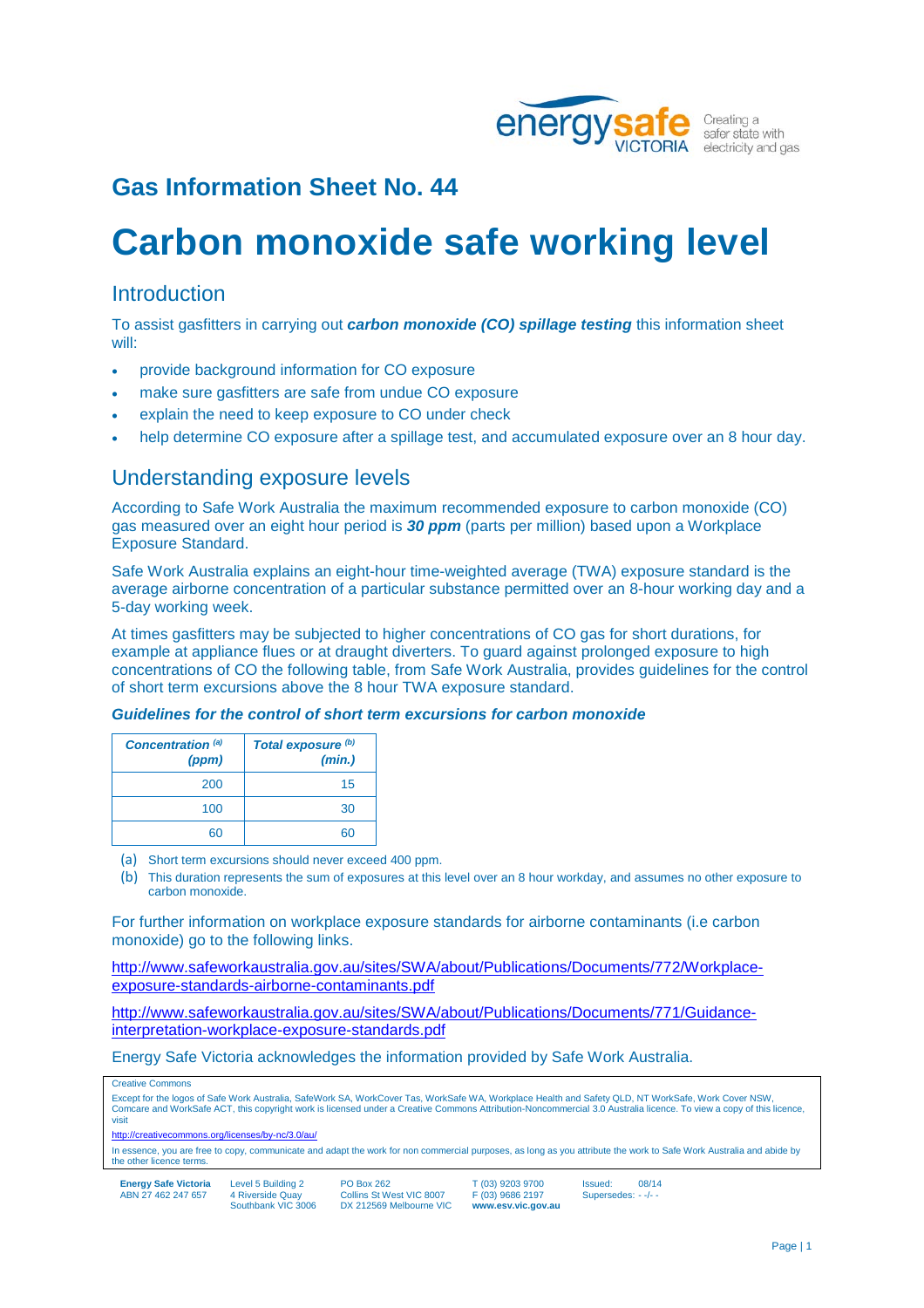## Gas Information Sheet No. 44

# Carbon monoxide safe working level

## Introduction

To assist gasfitters in carrying out ***carbon monoxide (CO) spillage testing*** this information sheet will:

- provide background information for CO exposure
- make sure gasfitters are safe from undue CO exposure
- explain the need to keep exposure to CO under check
- help determine CO exposure after a spillage test, and accumulated exposure over an 8 hour day.

## Understanding exposure levels

According to Safe Work Australia the maximum recommended exposure to carbon monoxide (CO) gas measured over an eight hour period is ***30 ppm*** (parts per million) based upon a Workplace Exposure Standard.

Safe Work Australia explains an eight-hour time-weighted average (TWA) exposure standard is the average airborne concentration of a particular substance permitted over an 8-hour working day and a 5-day working week.

At times gasfitters may be subjected to higher concentrations of CO gas for short durations, for example at appliance flues or at draught diverters. To guard against prolonged exposure to high concentrations of CO the following table, from Safe Work Australia, provides guidelines for the control of short term excursions above the 8 hour TWA exposure standard.

***Guidelines for the control of short term excursions for carbon monoxide***

| *Concentration* [(a)] *(ppm)* | *Total exposure* [(b)] *(min.)* |
|---:|---:|
| 200 | 15 |
| 100 | 30 |
| 60 | 60 |

(a) Short term excursions should never exceed 400 ppm.

(b) This duration represents the sum of exposures at this level over an 8 hour workday, and assumes no other exposure to carbon monoxide.

For further information on workplace exposure standards for airborne contaminants (i.e carbon monoxide) go to the following links.

http://www.safeworkaustralia.gov.au/sites/SWA/about/Publications/Documents/772/Workplace-exposure-standards-airborne-contaminants.pdf

http://www.safeworkaustralia.gov.au/sites/SWA/about/Publications/Documents/771/Guidance-interpretation-workplace-exposure-standards.pdf

Energy Safe Victoria acknowledges the information provided by Safe Work Australia.

Creative Commons

Except for the logos of Safe Work Australia, SafeWork SA, WorkCover Tas, WorkSafe WA, Workplace Health and Safety QLD, NT WorkSafe, Work Cover NSW, Comcare and WorkSafe ACT, this copyright work is licensed under a Creative Commons Attribution-Noncommercial 3.0 Australia licence. To view a copy of this licence, visit

http://creativecommons.org/licenses/by-nc/3.0/au/

In essence, you are free to copy, communicate and adapt the work for non commercial purposes, as long as you attribute the work to Safe Work Australia and abide by the other licence terms.

**Energy Safe Victoria** ABN 27 462 247 657 | Level 5 Building 2, 4 Riverside Quay, Southbank VIC 3006 | PO Box 262, Collins St West VIC 8007, DX 212569 Melbourne VIC | T (03) 9203 9700, F (03) 9686 2197, **www.esv.vic.gov.au** | Issued: 08/14, Supersedes: - -/- -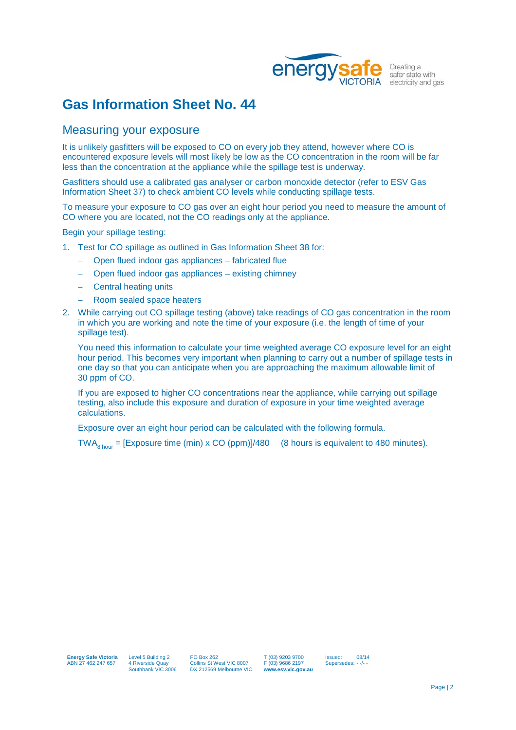# Gas Information Sheet No. 44

## Measuring your exposure

It is unlikely gasfitters will be exposed to CO on every job they attend, however where CO is encountered exposure levels will most likely be low as the CO concentration in the room will be far less than the concentration at the appliance while the spillage test is underway.

Gasfitters should use a calibrated gas analyser or carbon monoxide detector (refer to ESV Gas Information Sheet 37) to check ambient CO levels while conducting spillage tests.

To measure your exposure to CO gas over an eight hour period you need to measure the amount of CO where you are located, not the CO readings only at the appliance.

Begin your spillage testing:

1. Test for CO spillage as outlined in Gas Information Sheet 38 for:
   - Open flued indoor gas appliances – fabricated flue
   - Open flued indoor gas appliances – existing chimney
   - Central heating units
   - Room sealed space heaters
2. While carrying out CO spillage testing (above) take readings of CO gas concentration in the room in which you are working and note the time of your exposure (i.e. the length of time of your spillage test).

   You need this information to calculate your time weighted average CO exposure level for an eight hour period. This becomes very important when planning to carry out a number of spillage tests in one day so that you can anticipate when you are approaching the maximum allowable limit of 30 ppm of CO.

   If you are exposed to higher CO concentrations near the appliance, while carrying out spillage testing, also include this exposure and duration of exposure in your time weighted average calculations.

   Exposure over an eight hour period can be calculated with the following formula.

   $TWA_{8\ hour}$ = [Exposure time (min) x CO (ppm)]/480 (8 hours is equivalent to 480 minutes).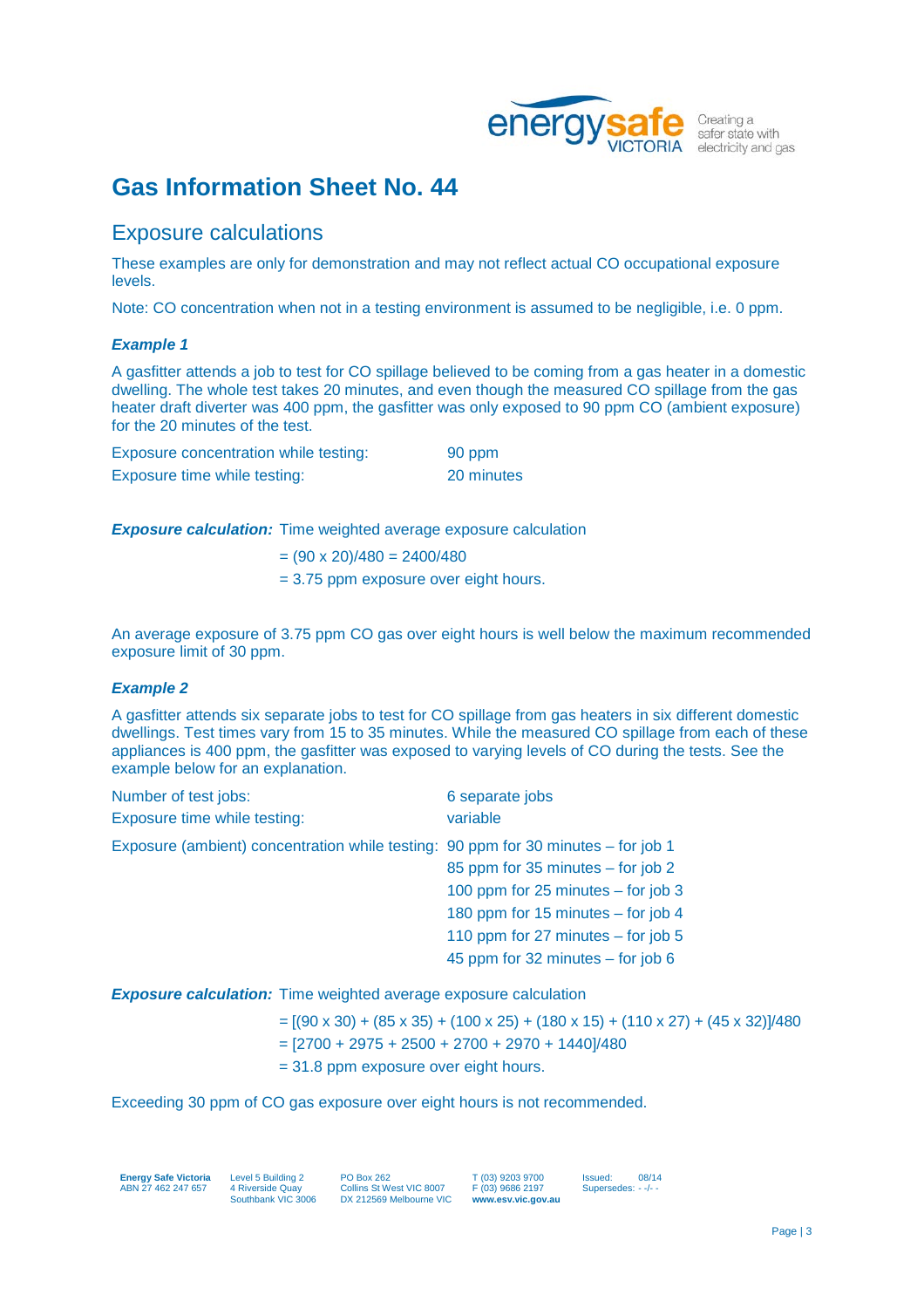# Gas Information Sheet No. 44

## Exposure calculations

These examples are only for demonstration and may not reflect actual CO occupational exposure levels.

Note: CO concentration when not in a testing environment is assumed to be negligible, i.e. 0 ppm.

### *Example 1*

A gasfitter attends a job to test for CO spillage believed to be coming from a gas heater in a domestic dwelling. The whole test takes 20 minutes, and even though the measured CO spillage from the gas heater draft diverter was 400 ppm, the gasfitter was only exposed to 90 ppm CO (ambient exposure) for the 20 minutes of the test.

| | |
|---|---|
| Exposure concentration while testing: | 90 ppm |
| Exposure time while testing: | 20 minutes |

***Exposure calculation:*** Time weighted average exposure calculation

= (90 x 20)/480 = 2400/480

= 3.75 ppm exposure over eight hours.

An average exposure of 3.75 ppm CO gas over eight hours is well below the maximum recommended exposure limit of 30 ppm.

### *Example 2*

A gasfitter attends six separate jobs to test for CO spillage from gas heaters in six different domestic dwellings. Test times vary from 15 to 35 minutes. While the measured CO spillage from each of these appliances is 400 ppm, the gasfitter was exposed to varying levels of CO during the tests. See the example below for an explanation.

| | |
|---|---|
| Number of test jobs: | 6 separate jobs |
| Exposure time while testing: | variable |
| Exposure (ambient) concentration while testing: | 90 ppm for 30 minutes – for job 1 |
| | 85 ppm for 35 minutes – for job 2 |
| | 100 ppm for 25 minutes – for job 3 |
| | 180 ppm for 15 minutes – for job 4 |
| | 110 ppm for 27 minutes – for job 5 |
| | 45 ppm for 32 minutes – for job 6 |

***Exposure calculation:*** Time weighted average exposure calculation

= [(90 x 30) + (85 x 35) + (100 x 25) + (180 x 15) + (110 x 27) + (45 x 32)]/480

= [2700 + 2975 + 2500 + 2700 + 2970 + 1440]/480

= 31.8 ppm exposure over eight hours.

Exceeding 30 ppm of CO gas exposure over eight hours is not recommended.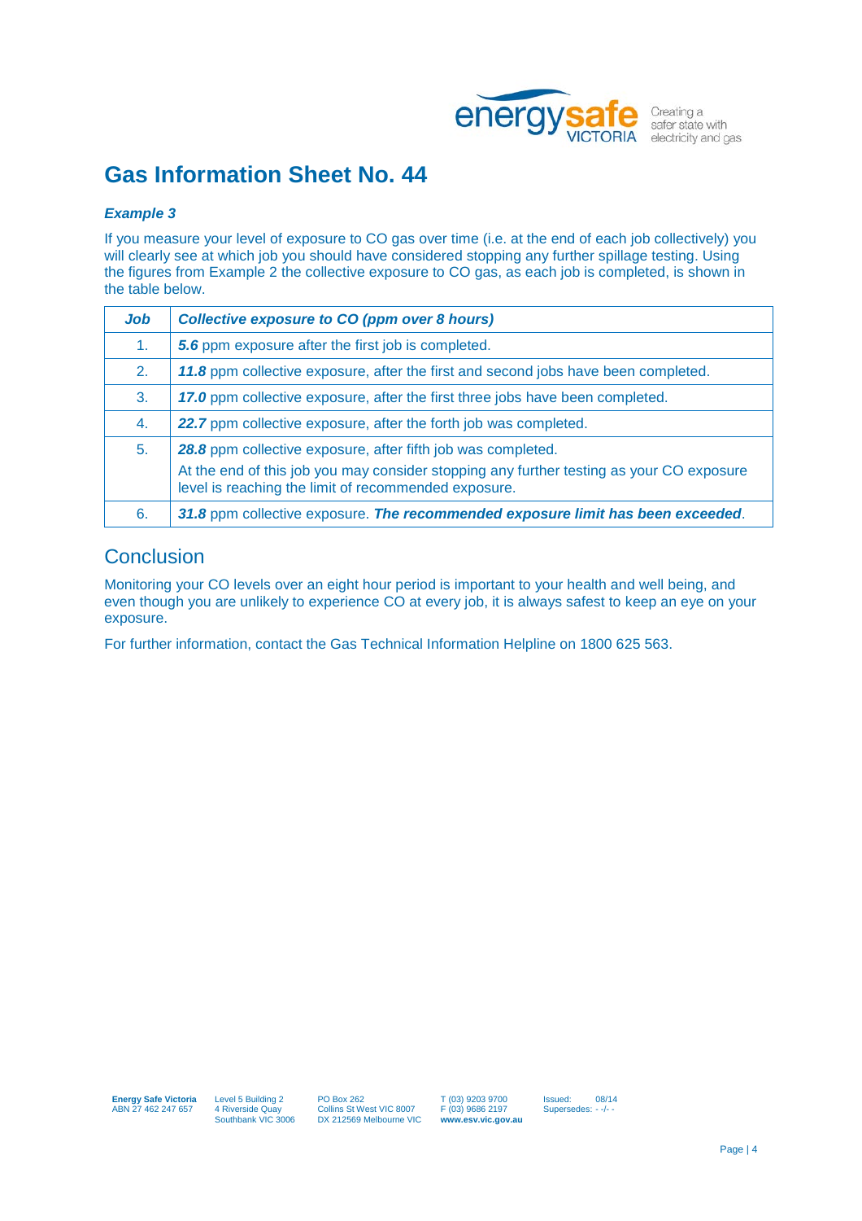# Gas Information Sheet No. 44

***Example 3***

If you measure your level of exposure to CO gas over time (i.e. at the end of each job collectively) you will clearly see at which job you should have considered stopping any further spillage testing. Using the figures from Example 2 the collective exposure to CO gas, as each job is completed, is shown in the table below.

| *Job* | *Collective exposure to CO (ppm over 8 hours)* |
|---|---|
| 1. | ***5.6*** ppm exposure after the first job is completed. |
| 2. | ***11.8*** ppm collective exposure, after the first and second jobs have been completed. |
| 3. | ***17.0*** ppm collective exposure, after the first three jobs have been completed. |
| 4. | ***22.7*** ppm collective exposure, after the forth job was completed. |
| 5. | ***28.8*** ppm collective exposure, after fifth job was completed. At the end of this job you may consider stopping any further testing as your CO exposure level is reaching the limit of recommended exposure. |
| 6. | ***31.8*** ppm collective exposure. ***The recommended exposure limit has been exceeded***. |

## Conclusion

Monitoring your CO levels over an eight hour period is important to your health and well being, and even though you are unlikely to experience CO at every job, it is always safest to keep an eye on your exposure.

For further information, contact the Gas Technical Information Helpline on 1800 625 563.